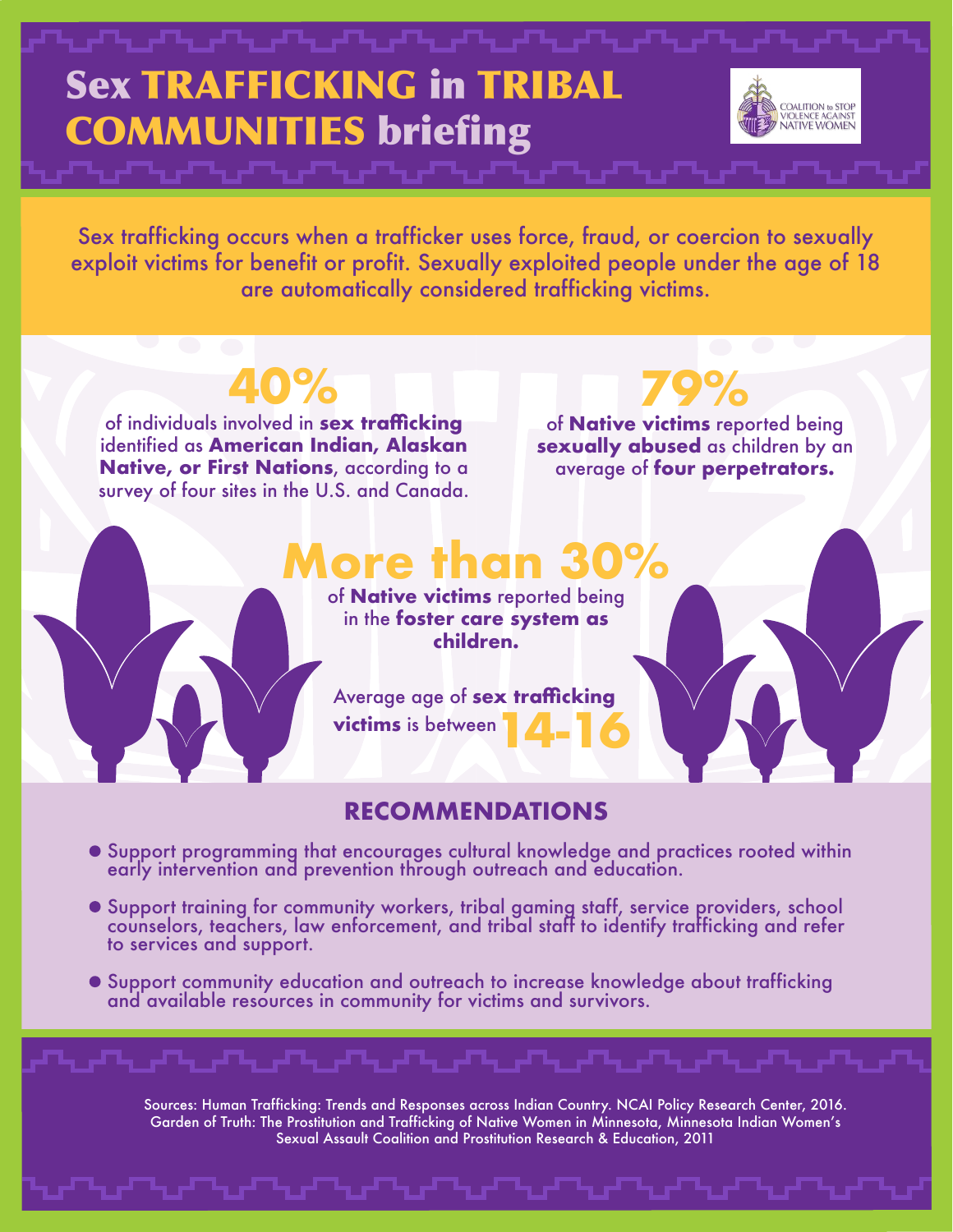# Sex TRAFFICKING in TRIBAL COMMUNITIES briefing

COALITION to STOP VIOLENCE AGAINST NATIVE WOMEN

Sex trafficking occurs when a trafficker uses force, fraud, or coercion to sexually exploit victims for benefit or profit. Sexually exploited people under the age of 18 are automatically considered trafficking victims.

## 40%

of individuals involved in **sex trafficking** identified as **American Indian, Alaskan Native, or First Nations**, according to a survey of four sites in the U.S. and Canada.

## 79%

of **Native victims** reported being **sexually abused** as children by an average of **four perpetrators.**

## More than 30%

of **Native victims** reported being in the **foster care system as children.**

Average age of **sex trafficking victims** is between **14-16**

## RECOMMENDATIONS

- Support programming that encourages cultural knowledge and practices rooted within early intervention and prevention through outreach and education.
- Support training for community workers, tribal gaming staff, service providers, school counselors, teachers, law enforcement, and tribal staff to identify trafficking and refer to services and support.
- Support community education and outreach to increase knowledge about trafficking and available resources in community for victims and survivors.

Sources: Human Trafficking: Trends and Responses across Indian Country. NCAI Policy Research Center, 2016. Garden of Truth: The Prostitution and Trafficking of Native Women in Minnesota, Minnesota Indian Women's Sexual Assault Coalition and Prostitution Research & Education, 2011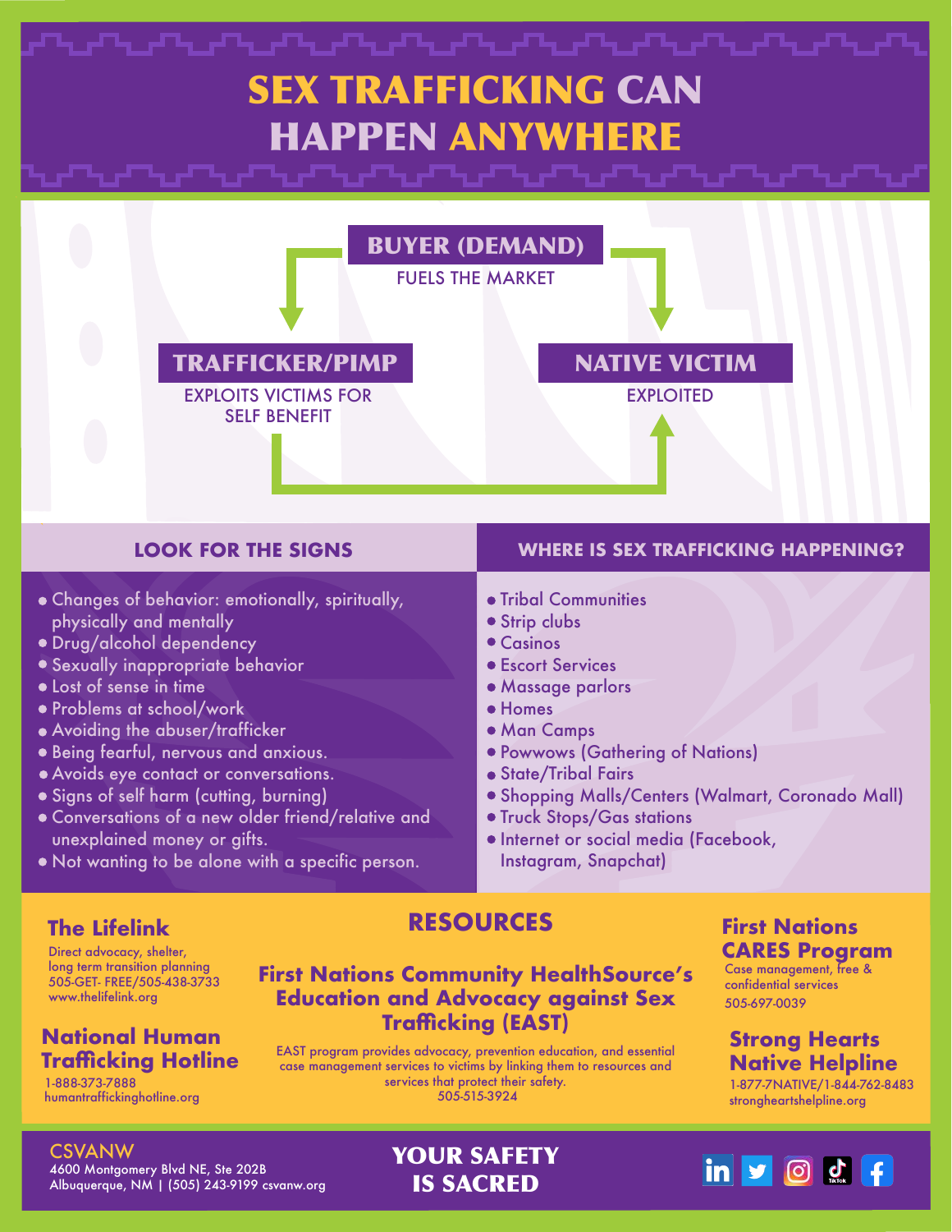# SEX TRAFFICKING CAN HAPPEN ANYWHERE

**BUYER (DEMAND)**
FUELS THE MARKET

**TRAFFICKER/PIMP**
EXPLOITS VICTIMS FOR SELF BENEFIT

**NATIVE VICTIM**
EXPLOITED

## LOOK FOR THE SIGNS

- Changes of behavior: emotionally, spiritually, physically and mentally
- Drug/alcohol dependency
- Sexually inappropriate behavior
- Lost of sense in time
- Problems at school/work
- Avoiding the abuser/trafficker
- Being fearful, nervous and anxious.
- Avoids eye contact or conversations.
- Signs of self harm (cutting, burning)
- Conversations of a new older friend/relative and unexplained money or gifts.
- Not wanting to be alone with a specific person.

## WHERE IS SEX TRAFFICKING HAPPENING?

- Tribal Communities
- Strip clubs
- Casinos
- Escort Services
- Massage parlors
- Homes
- Man Camps
- Powwows (Gathering of Nations)
- State/Tribal Fairs
- Shopping Malls/Centers (Walmart, Coronado Mall)
- Truck Stops/Gas stations
- Internet or social media (Facebook, Instagram, Snapchat)

## RESOURCES

### The Lifelink
Direct advocacy, shelter, long term transition planning
505-GET- FREE/505-438-3733
www.thelifelink.org

### National Human Trafficking Hotline
1-888-373-7888
humantraffickinghotline.org

### First Nations Community HealthSource's Education and Advocacy against Sex Trafficking (EAST)
EAST program provides advocacy, prevention education, and essential case management services to victims by linking them to resources and services that protect their safety.
505-515-3924

### First Nations CARES Program
Case management, free & confidential services
505-697-0039

### Strong Hearts Native Helpline
1-877-7NATIVE/1-844-762-8483
strongheartshelpline.org

**CSVANW**
4600 Montgomery Blvd NE, Ste 202B
Albuquerque, NM | (505) 243-9199 csvanw.org

**YOUR SAFETY IS SACRED**